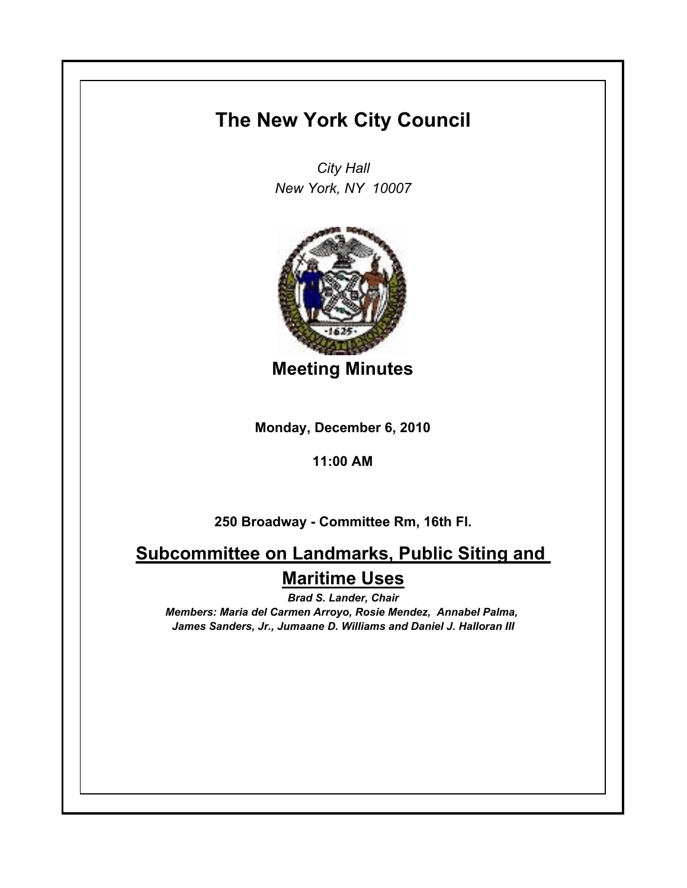# The New York City Council

*City Hall*
*New York, NY 10007*

## Meeting Minutes

**Monday, December 6, 2010**

**11:00 AM**

**250 Broadway - Committee Rm, 16th Fl.**

## Subcommittee on Landmarks, Public Siting and Maritime Uses

***Brad S. Lander, Chair***
***Members: Maria del Carmen Arroyo, Rosie Mendez, Annabel Palma, James Sanders, Jr., Jumaane D. Williams and Daniel J. Halloran III***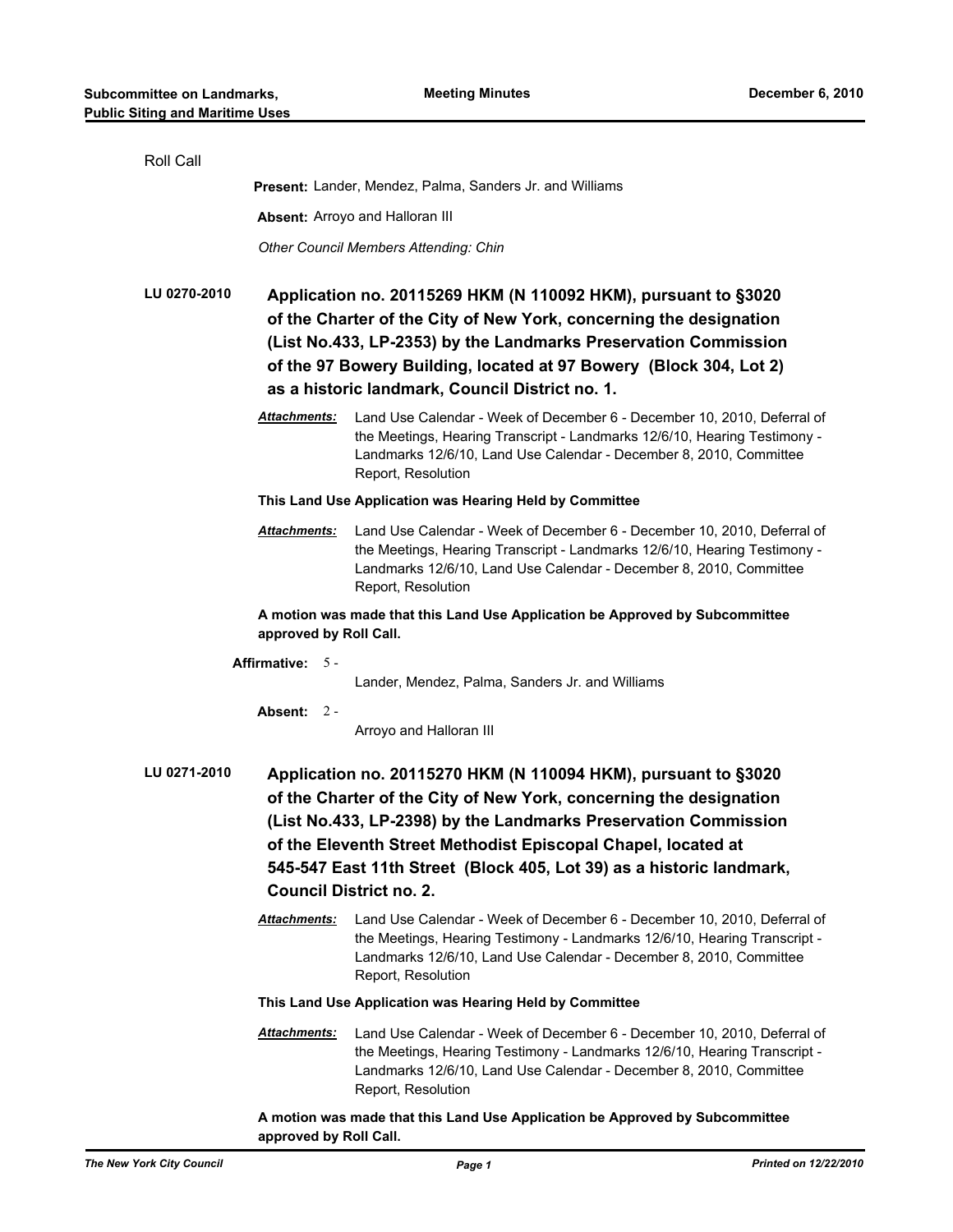Roll Call

**Present:** Lander, Mendez, Palma, Sanders Jr. and Williams

**Absent:** Arroyo and Halloran III

*Other Council Members Attending: Chin*

**LU 0270-2010** **Application no. 20115269 HKM (N 110092 HKM), pursuant to §3020 of the Charter of the City of New York, concerning the designation (List No.433, LP-2353) by the Landmarks Preservation Commission of the 97 Bowery Building, located at 97 Bowery (Block 304, Lot 2) as a historic landmark, Council District no. 1.**

***Attachments:*** Land Use Calendar - Week of December 6 - December 10, 2010, Deferral of the Meetings, Hearing Transcript - Landmarks 12/6/10, Hearing Testimony - Landmarks 12/6/10, Land Use Calendar - December 8, 2010, Committee Report, Resolution

**This Land Use Application was Hearing Held by Committee**

***Attachments:*** Land Use Calendar - Week of December 6 - December 10, 2010, Deferral of the Meetings, Hearing Transcript - Landmarks 12/6/10, Hearing Testimony - Landmarks 12/6/10, Land Use Calendar - December 8, 2010, Committee Report, Resolution

**A motion was made that this Land Use Application be Approved by Subcommittee approved by Roll Call.**

**Affirmative:** 5 - Lander, Mendez, Palma, Sanders Jr. and Williams

**Absent:** 2 - Arroyo and Halloran III

**LU 0271-2010** **Application no. 20115270 HKM (N 110094 HKM), pursuant to §3020 of the Charter of the City of New York, concerning the designation (List No.433, LP-2398) by the Landmarks Preservation Commission of the Eleventh Street Methodist Episcopal Chapel, located at 545-547 East 11th Street (Block 405, Lot 39) as a historic landmark, Council District no. 2.**

***Attachments:*** Land Use Calendar - Week of December 6 - December 10, 2010, Deferral of the Meetings, Hearing Testimony - Landmarks 12/6/10, Hearing Transcript - Landmarks 12/6/10, Land Use Calendar - December 8, 2010, Committee Report, Resolution

**This Land Use Application was Hearing Held by Committee**

***Attachments:*** Land Use Calendar - Week of December 6 - December 10, 2010, Deferral of the Meetings, Hearing Testimony - Landmarks 12/6/10, Hearing Transcript - Landmarks 12/6/10, Land Use Calendar - December 8, 2010, Committee Report, Resolution

**A motion was made that this Land Use Application be Approved by Subcommittee approved by Roll Call.**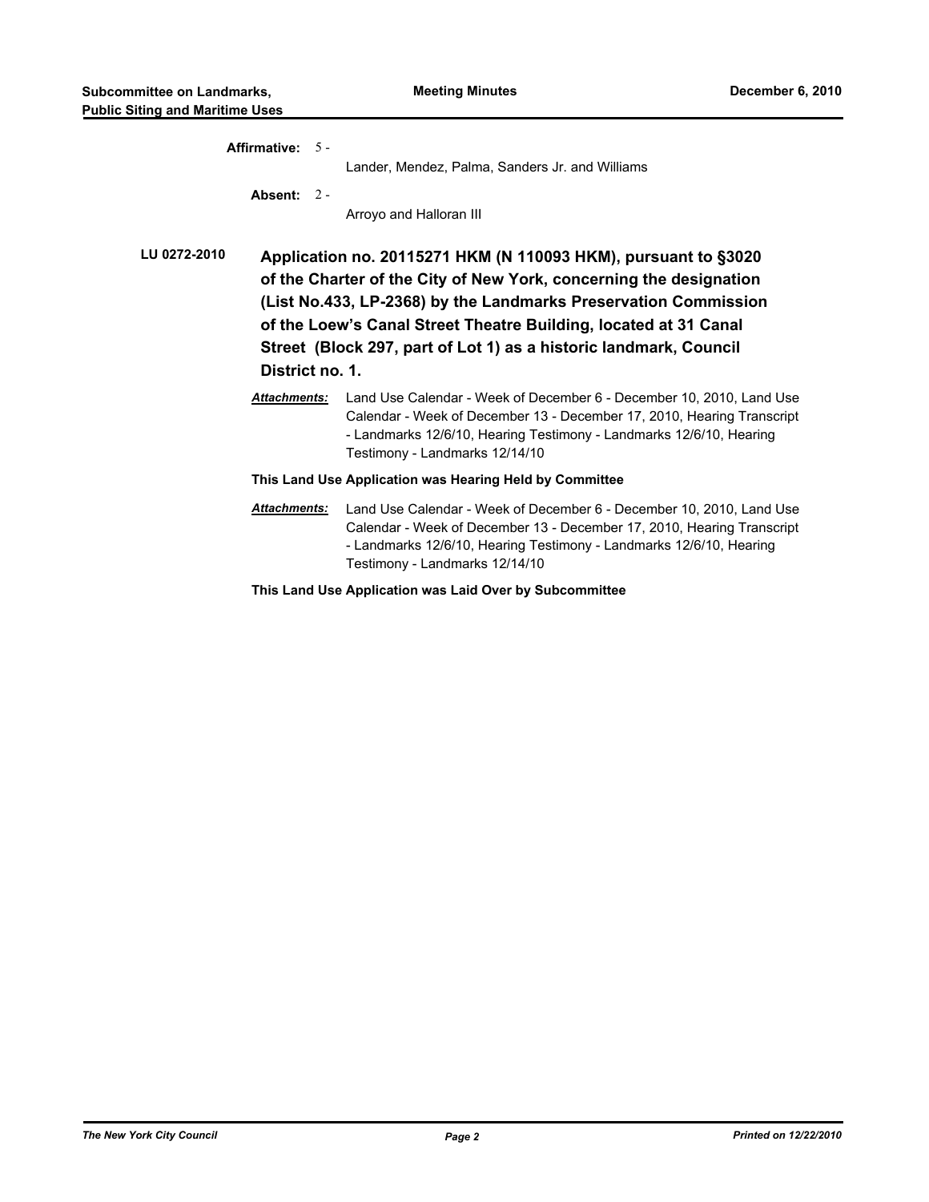**Affirmative:** 5 - Lander, Mendez, Palma, Sanders Jr. and Williams

**Absent:** 2 - Arroyo and Halloran III

**LU 0272-2010** **Application no. 20115271 HKM (N 110093 HKM), pursuant to §3020 of the Charter of the City of New York, concerning the designation (List No.433, LP-2368) by the Landmarks Preservation Commission of the Loew's Canal Street Theatre Building, located at 31 Canal Street (Block 297, part of Lot 1) as a historic landmark, Council District no. 1.**

***Attachments:*** Land Use Calendar - Week of December 6 - December 10, 2010, Land Use Calendar - Week of December 13 - December 17, 2010, Hearing Transcript - Landmarks 12/6/10, Hearing Testimony - Landmarks 12/6/10, Hearing Testimony - Landmarks 12/14/10

**This Land Use Application was Hearing Held by Committee**

***Attachments:*** Land Use Calendar - Week of December 6 - December 10, 2010, Land Use Calendar - Week of December 13 - December 17, 2010, Hearing Transcript - Landmarks 12/6/10, Hearing Testimony - Landmarks 12/6/10, Hearing Testimony - Landmarks 12/14/10

**This Land Use Application was Laid Over by Subcommittee**